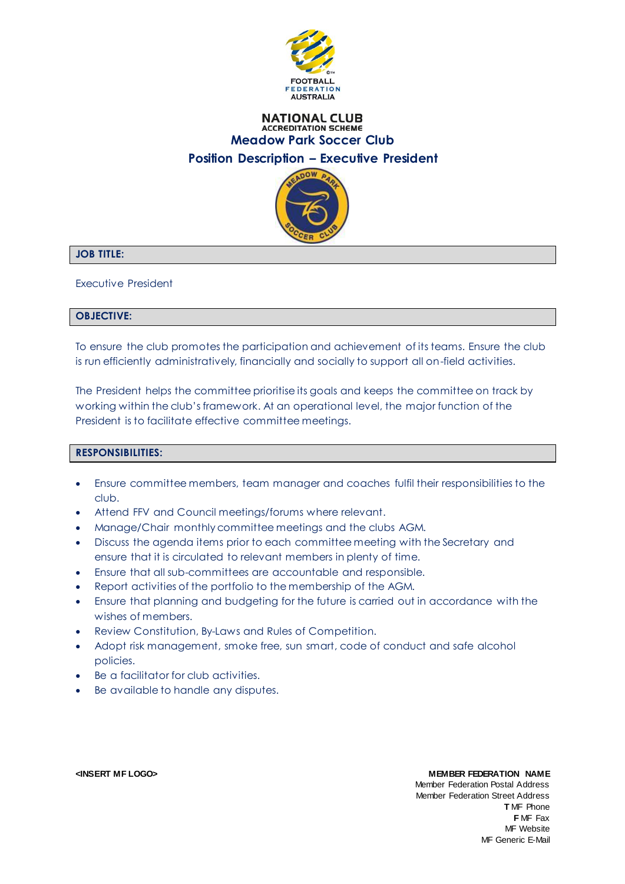FOOTBALL FEDERATION AUSTRALIA

**NATIONAL CLUB**
**ACCREDITATION SCHEME**

## Meadow Park Soccer Club

## Position Description – Executive President

### JOB TITLE:

Executive President

### OBJECTIVE:

To ensure the club promotes the participation and achievement of its teams. Ensure the club is run efficiently administratively, financially and socially to support all on-field activities.

The President helps the committee prioritise its goals and keeps the committee on track by working within the club's framework. At an operational level, the major function of the President is to facilitate effective committee meetings.

### RESPONSIBILITIES:

- Ensure committee members, team manager and coaches fulfil their responsibilities to the club.
- Attend FFV and Council meetings/forums where relevant.
- Manage/Chair monthly committee meetings and the clubs AGM.
- Discuss the agenda items prior to each committee meeting with the Secretary and ensure that it is circulated to relevant members in plenty of time.
- Ensure that all sub-committees are accountable and responsible.
- Report activities of the portfolio to the membership of the AGM.
- Ensure that planning and budgeting for the future is carried out in accordance with the wishes of members.
- Review Constitution, By-Laws and Rules of Competition.
- Adopt risk management, smoke free, sun smart, code of conduct and safe alcohol policies.
- Be a facilitator for club activities.
- Be available to handle any disputes.

**<INSERT MF LOGO>**

**MEMBER FEDERATION NAME**
Member Federation Postal Address
Member Federation Street Address
**T** MF Phone
**F** MF Fax
MF Website
MF Generic E-Mail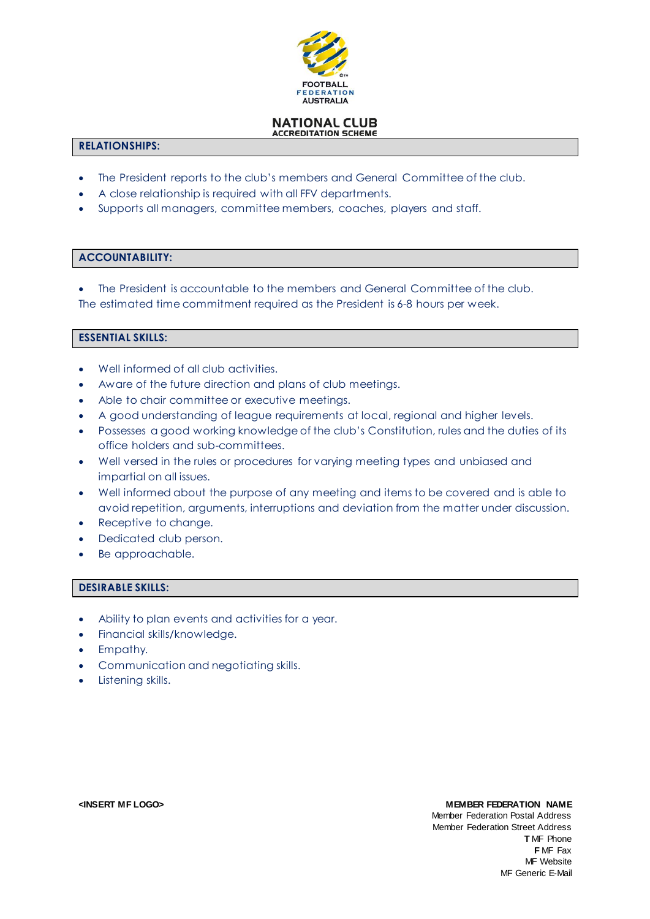FOOTBALL FEDERATION AUSTRALIA

NATIONAL CLUB
ACCREDITATION SCHEME

## RELATIONSHIPS:

- The President reports to the club's members and General Committee of the club.
- A close relationship is required with all FFV departments.
- Supports all managers, committee members, coaches, players and staff.

## ACCOUNTABILITY:

- The President is accountable to the members and General Committee of the club.

The estimated time commitment required as the President is 6-8 hours per week.

## ESSENTIAL SKILLS:

- Well informed of all club activities.
- Aware of the future direction and plans of club meetings.
- Able to chair committee or executive meetings.
- A good understanding of league requirements at local, regional and higher levels.
- Possesses a good working knowledge of the club's Constitution, rules and the duties of its office holders and sub-committees.
- Well versed in the rules or procedures for varying meeting types and unbiased and impartial on all issues.
- Well informed about the purpose of any meeting and items to be covered and is able to avoid repetition, arguments, interruptions and deviation from the matter under discussion.
- Receptive to change.
- Dedicated club person.
- Be approachable.

## DESIRABLE SKILLS:

- Ability to plan events and activities for a year.
- Financial skills/knowledge.
- Empathy.
- Communication and negotiating skills.
- Listening skills.

**<INSERT MF LOGO>**

**MEMBER FEDERATION NAME**
Member Federation Postal Address
Member Federation Street Address
**T** MF Phone
**F** MF Fax
MF Website
MF Generic E-Mail